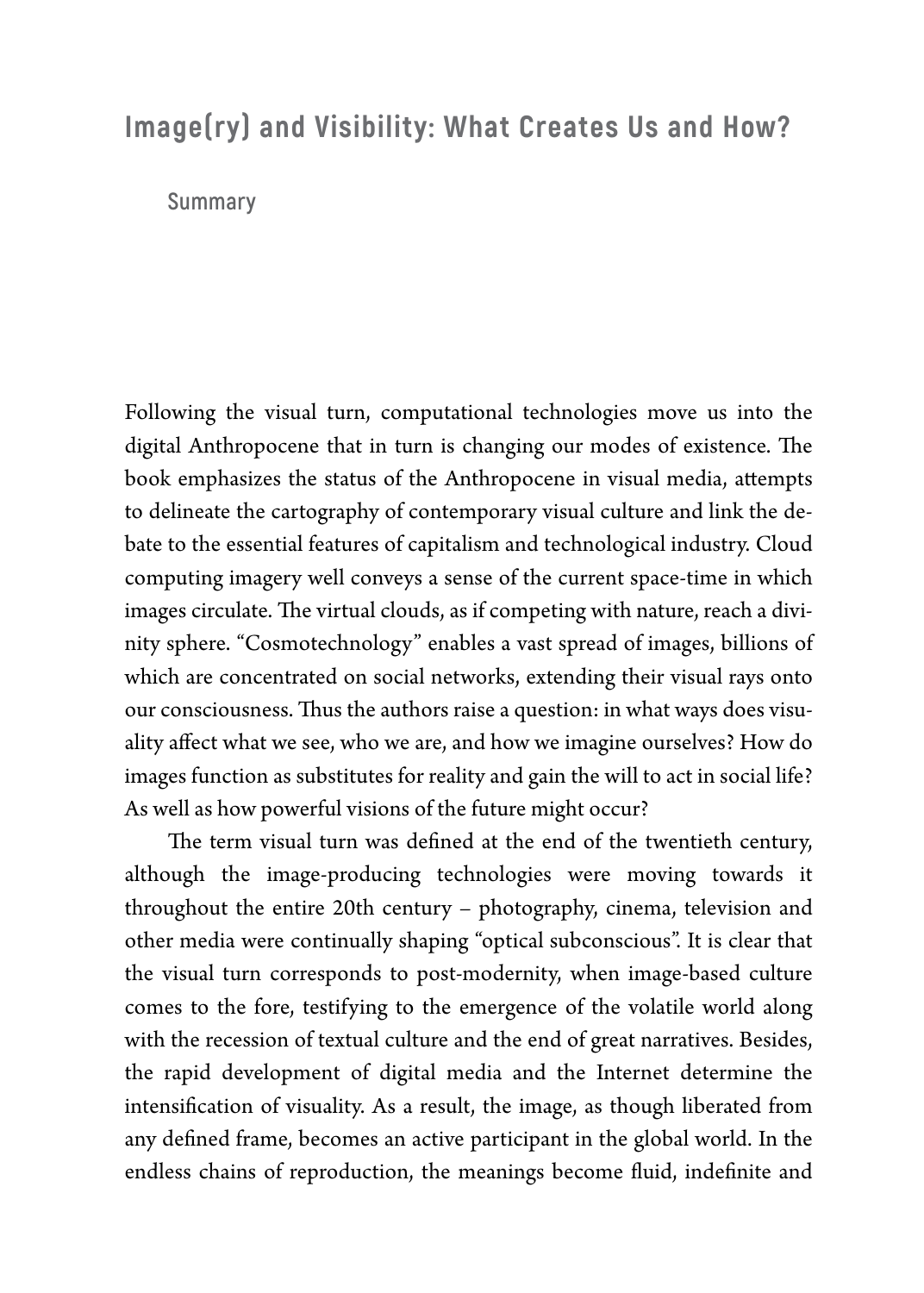# Image(ry) and Visibility: What Creates Us and How?

## Summary

Following the visual turn, computational technologies move us into the digital Anthropocene that in turn is changing our modes of existence. The book emphasizes the status of the Anthropocene in visual media, attempts to delineate the cartography of contemporary visual culture and link the debate to the essential features of capitalism and technological industry. Cloud computing imagery well conveys a sense of the current space-time in which images circulate. The virtual clouds, as if competing with nature, reach a divinity sphere. "Cosmotechnology" enables a vast spread of images, billions of which are concentrated on social networks, extending their visual rays onto our consciousness. Thus the authors raise a question: in what ways does visuality affect what we see, who we are, and how we imagine ourselves? How do images function as substitutes for reality and gain the will to act in social life? As well as how powerful visions of the future might occur?

The term visual turn was defined at the end of the twentieth century, although the image-producing technologies were moving towards it throughout the entire 20th century – photography, cinema, television and other media were continually shaping "optical subconscious". It is clear that the visual turn corresponds to post-modernity, when image-based culture comes to the fore, testifying to the emergence of the volatile world along with the recession of textual culture and the end of great narratives. Besides, the rapid development of digital media and the Internet determine the intensification of visuality. As a result, the image, as though liberated from any defined frame, becomes an active participant in the global world. In the endless chains of reproduction, the meanings become fluid, indefinite and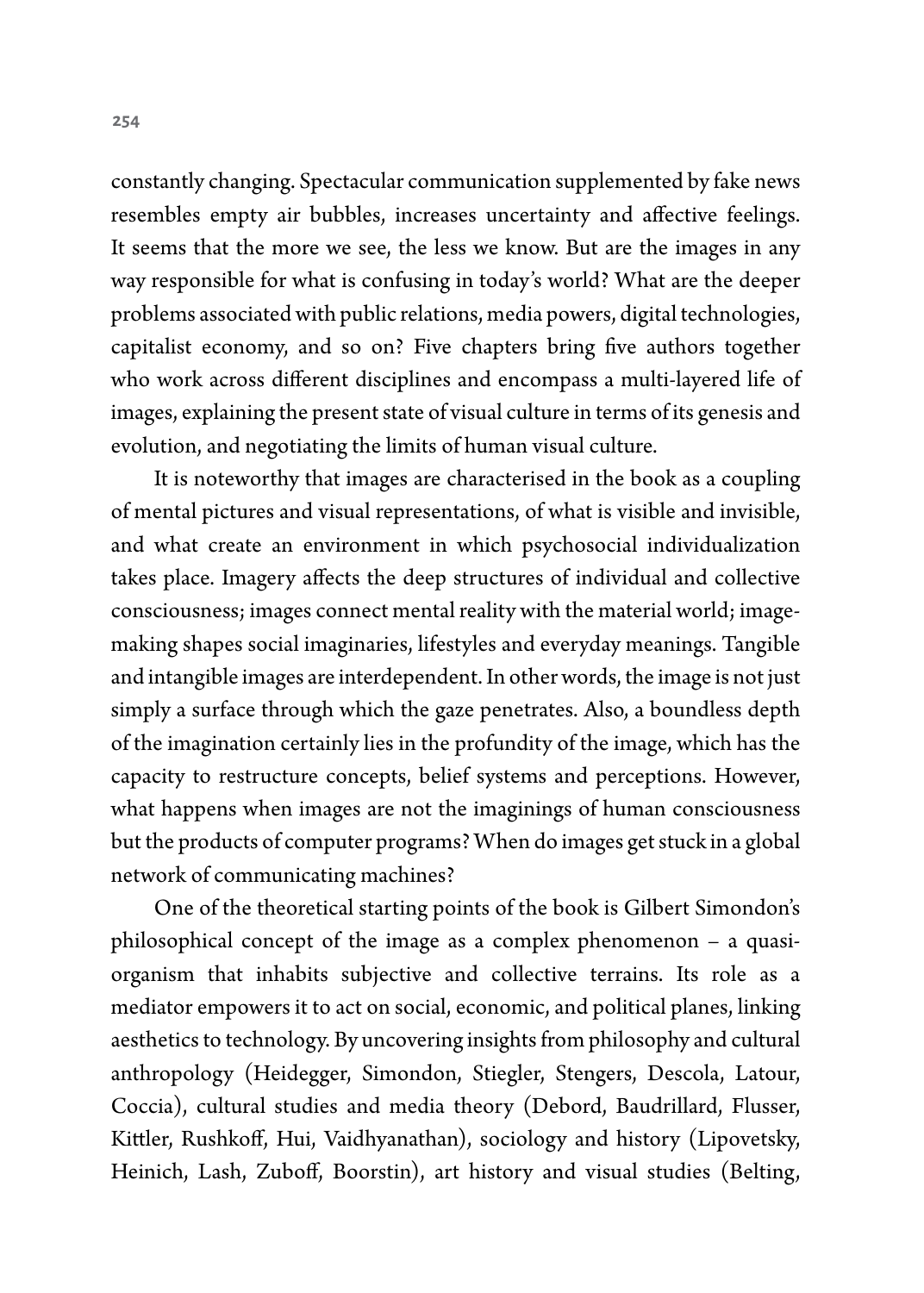constantly changing. Spectacular communication supplemented by fake news resembles empty air bubbles, increases uncertainty and affective feelings. It seems that the more we see, the less we know. But are the images in any way responsible for what is confusing in today's world? What are the deeper problems associated with public relations, media powers, digital technologies, capitalist economy, and so on? Five chapters bring five authors together who work across different disciplines and encompass a multi-layered life of images, explaining the present state of visual culture in terms of its genesis and evolution, and negotiating the limits of human visual culture.

It is noteworthy that images are characterised in the book as a coupling of mental pictures and visual representations, of what is visible and invisible, and what create an environment in which psychosocial individualization takes place. Imagery affects the deep structures of individual and collective consciousness; images connect mental reality with the material world; image-making shapes social imaginaries, lifestyles and everyday meanings. Tangible and intangible images are interdependent. In other words, the image is not just simply a surface through which the gaze penetrates. Also, a boundless depth of the imagination certainly lies in the profundity of the image, which has the capacity to restructure concepts, belief systems and perceptions. However, what happens when images are not the imaginings of human consciousness but the products of computer programs? When do images get stuck in a global network of communicating machines?

One of the theoretical starting points of the book is Gilbert Simondon's philosophical concept of the image as a complex phenomenon – a quasi-organism that inhabits subjective and collective terrains. Its role as a mediator empowers it to act on social, economic, and political planes, linking aesthetics to technology. By uncovering insights from philosophy and cultural anthropology (Heidegger, Simondon, Stiegler, Stengers, Descola, Latour, Coccia), cultural studies and media theory (Debord, Baudrillard, Flusser, Kittler, Rushkoff, Hui, Vaidhyanathan), sociology and history (Lipovetsky, Heinich, Lash, Zuboff, Boorstin), art history and visual studies (Belting,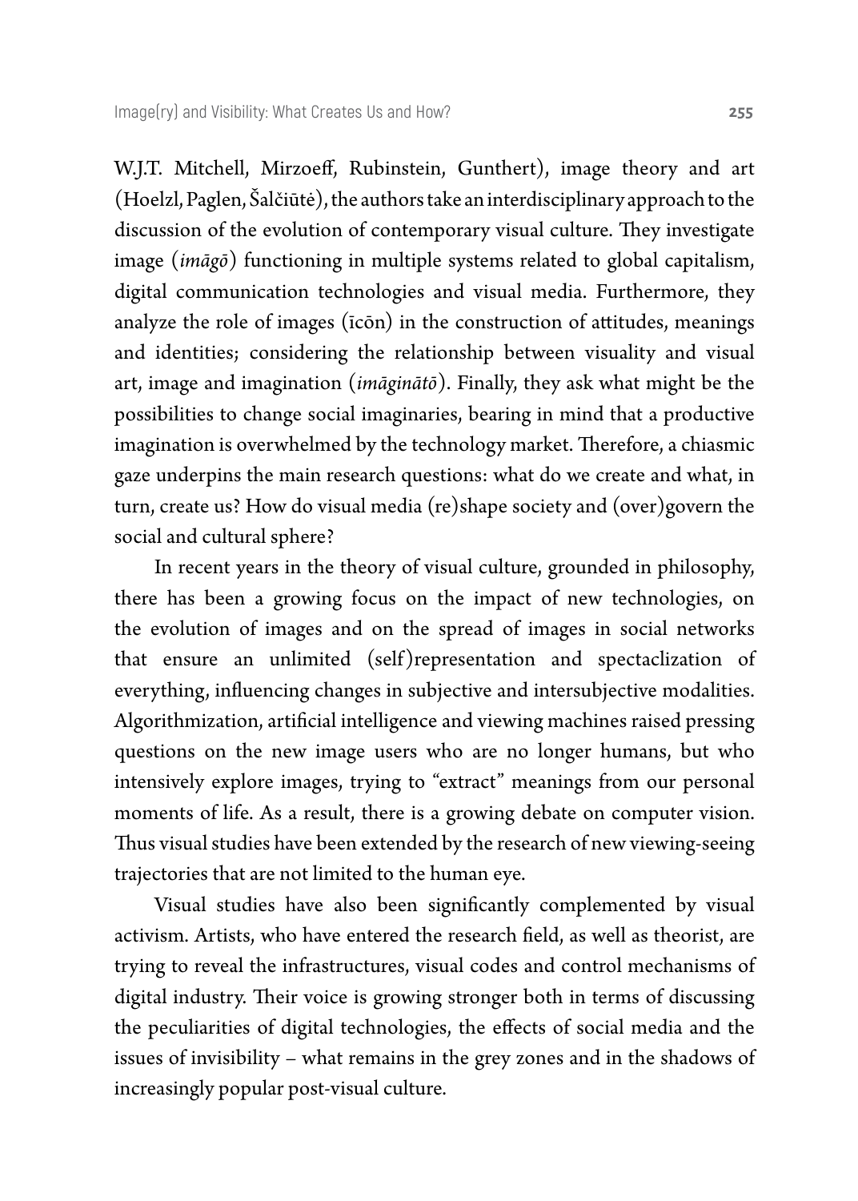W.J.T. Mitchell, Mirzoeff, Rubinstein, Gunthert), image theory and art (Hoelzl, Paglen, Šalčiūtė), the authors take an interdisciplinary approach to the discussion of the evolution of contemporary visual culture. They investigate image (*imāgō*) functioning in multiple systems related to global capitalism, digital communication technologies and visual media. Furthermore, they analyze the role of images (īcōn) in the construction of attitudes, meanings and identities; considering the relationship between visuality and visual art, image and imagination (*imāginātō*). Finally, they ask what might be the possibilities to change social imaginaries, bearing in mind that a productive imagination is overwhelmed by the technology market. Therefore, a chiasmic gaze underpins the main research questions: what do we create and what, in turn, create us? How do visual media (re)shape society and (over)govern the social and cultural sphere?

In recent years in the theory of visual culture, grounded in philosophy, there has been a growing focus on the impact of new technologies, on the evolution of images and on the spread of images in social networks that ensure an unlimited (self)representation and spectaclization of everything, influencing changes in subjective and intersubjective modalities. Algorithmization, artificial intelligence and viewing machines raised pressing questions on the new image users who are no longer humans, but who intensively explore images, trying to "extract" meanings from our personal moments of life. As a result, there is a growing debate on computer vision. Thus visual studies have been extended by the research of new viewing-seeing trajectories that are not limited to the human eye.

Visual studies have also been significantly complemented by visual activism. Artists, who have entered the research field, as well as theorist, are trying to reveal the infrastructures, visual codes and control mechanisms of digital industry. Their voice is growing stronger both in terms of discussing the peculiarities of digital technologies, the effects of social media and the issues of invisibility – what remains in the grey zones and in the shadows of increasingly popular post-visual culture.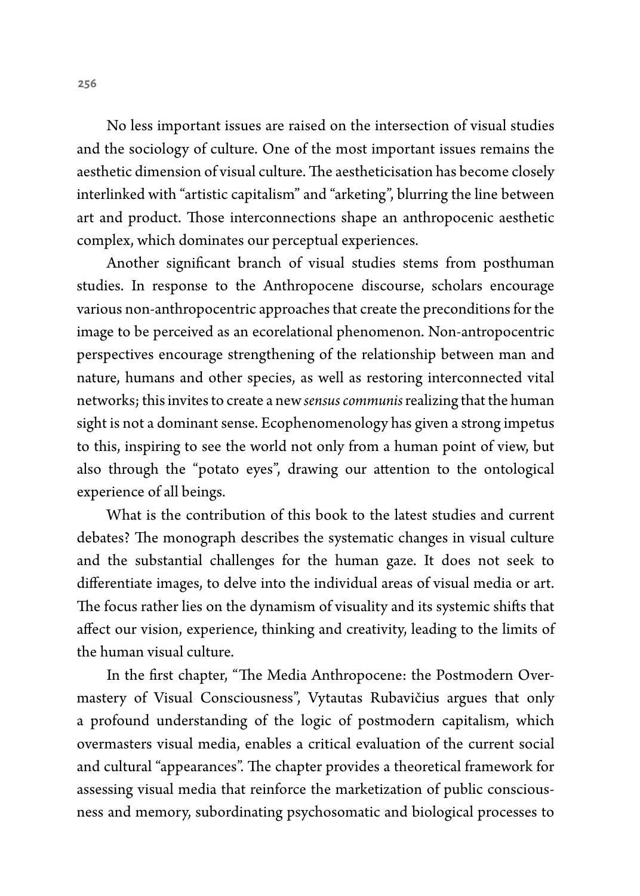No less important issues are raised on the intersection of visual studies and the sociology of culture. One of the most important issues remains the aesthetic dimension of visual culture. The aestheticisation has become closely interlinked with "artistic capitalism" and "arketing", blurring the line between art and product. Those interconnections shape an anthropocenic aesthetic complex, which dominates our perceptual experiences.

Another significant branch of visual studies stems from posthuman studies. In response to the Anthropocene discourse, scholars encourage various non-anthropocentric approaches that create the preconditions for the image to be perceived as an ecorelational phenomenon. Non-antropocentric perspectives encourage strengthening of the relationship between man and nature, humans and other species, as well as restoring interconnected vital networks; this invites to create a new *sensus communis* realizing that the human sight is not a dominant sense. Ecophenomenology has given a strong impetus to this, inspiring to see the world not only from a human point of view, but also through the "potato eyes", drawing our attention to the ontological experience of all beings.

What is the contribution of this book to the latest studies and current debates? The monograph describes the systematic changes in visual culture and the substantial challenges for the human gaze. It does not seek to differentiate images, to delve into the individual areas of visual media or art. The focus rather lies on the dynamism of visuality and its systemic shifts that affect our vision, experience, thinking and creativity, leading to the limits of the human visual culture.

In the first chapter, "The Media Anthropocene: the Postmodern Overmastery of Visual Consciousness", Vytautas Rubavičius argues that only a profound understanding of the logic of postmodern capitalism, which overmasters visual media, enables a critical evaluation of the current social and cultural "appearances". The chapter provides a theoretical framework for assessing visual media that reinforce the marketization of public consciousness and memory, subordinating psychosomatic and biological processes to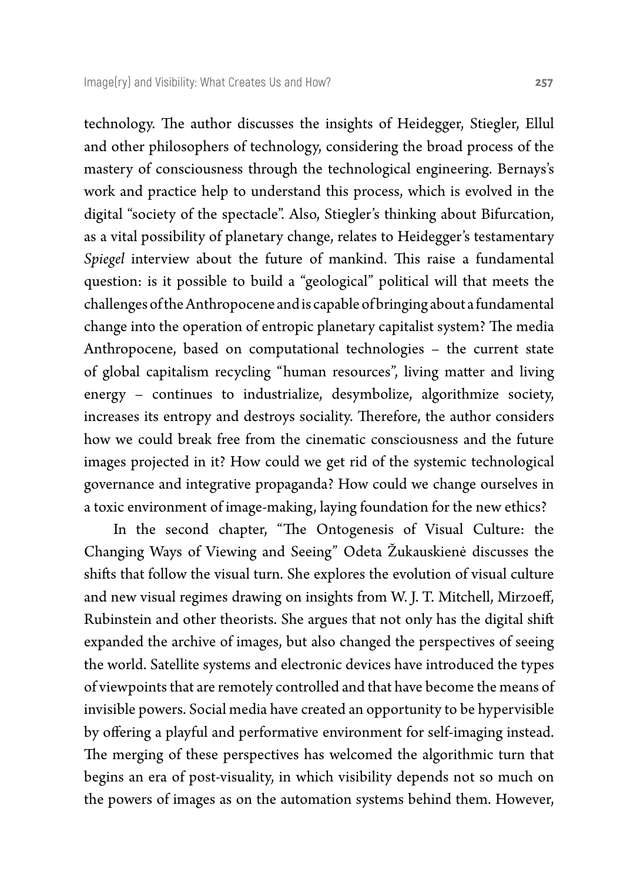technology. The author discusses the insights of Heidegger, Stiegler, Ellul and other philosophers of technology, considering the broad process of the mastery of consciousness through the technological engineering. Bernays's work and practice help to understand this process, which is evolved in the digital "society of the spectacle". Also, Stiegler's thinking about Bifurcation, as a vital possibility of planetary change, relates to Heidegger's testamentary *Spiegel* interview about the future of mankind. This raise a fundamental question: is it possible to build a "geological" political will that meets the challenges of the Anthropocene and is capable of bringing about a fundamental change into the operation of entropic planetary capitalist system? The media Anthropocene, based on computational technologies – the current state of global capitalism recycling "human resources", living matter and living energy – continues to industrialize, desymbolize, algorithmize society, increases its entropy and destroys sociality. Therefore, the author considers how we could break free from the cinematic consciousness and the future images projected in it? How could we get rid of the systemic technological governance and integrative propaganda? How could we change ourselves in a toxic environment of image-making, laying foundation for the new ethics?

In the second chapter, "The Ontogenesis of Visual Culture: the Changing Ways of Viewing and Seeing" Odeta Žukauskienė discusses the shifts that follow the visual turn. She explores the evolution of visual culture and new visual regimes drawing on insights from W. J. T. Mitchell, Mirzoeff, Rubinstein and other theorists. She argues that not only has the digital shift expanded the archive of images, but also changed the perspectives of seeing the world. Satellite systems and electronic devices have introduced the types of viewpoints that are remotely controlled and that have become the means of invisible powers. Social media have created an opportunity to be hypervisible by offering a playful and performative environment for self-imaging instead. The merging of these perspectives has welcomed the algorithmic turn that begins an era of post-visuality, in which visibility depends not so much on the powers of images as on the automation systems behind them. However,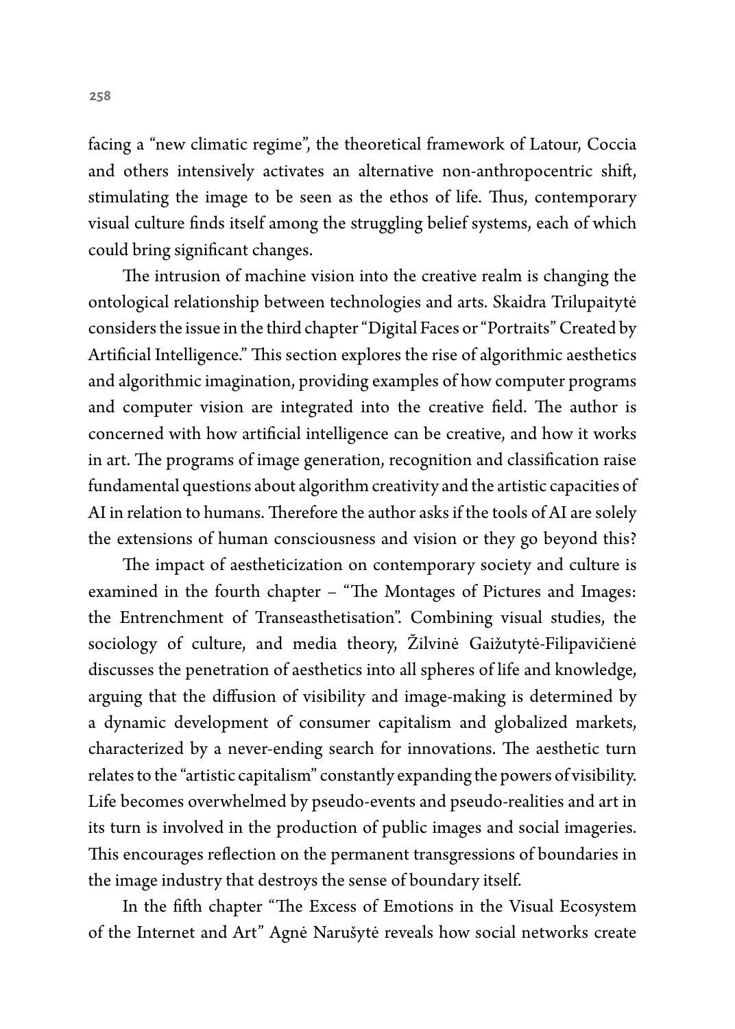facing a "new climatic regime", the theoretical framework of Latour, Coccia and others intensively activates an alternative non-anthropocentric shift, stimulating the image to be seen as the ethos of life. Thus, contemporary visual culture finds itself among the struggling belief systems, each of which could bring significant changes.

The intrusion of machine vision into the creative realm is changing the ontological relationship between technologies and arts. Skaidra Trilupaitytė considers the issue in the third chapter "Digital Faces or "Portraits" Created by Artificial Intelligence." This section explores the rise of algorithmic aesthetics and algorithmic imagination, providing examples of how computer programs and computer vision are integrated into the creative field. The author is concerned with how artificial intelligence can be creative, and how it works in art. The programs of image generation, recognition and classification raise fundamental questions about algorithm creativity and the artistic capacities of AI in relation to humans. Therefore the author asks if the tools of AI are solely the extensions of human consciousness and vision or they go beyond this?

The impact of aestheticization on contemporary society and culture is examined in the fourth chapter – "The Montages of Pictures and Images: the Entrenchment of Transeasthetisation". Combining visual studies, the sociology of culture, and media theory, Žilvinė Gaižutytė-Filipavičienė discusses the penetration of aesthetics into all spheres of life and knowledge, arguing that the diffusion of visibility and image-making is determined by a dynamic development of consumer capitalism and globalized markets, characterized by a never-ending search for innovations. The aesthetic turn relates to the "artistic capitalism" constantly expanding the powers of visibility. Life becomes overwhelmed by pseudo-events and pseudo-realities and art in its turn is involved in the production of public images and social imageries. This encourages reflection on the permanent transgressions of boundaries in the image industry that destroys the sense of boundary itself.

In the fifth chapter "The Excess of Emotions in the Visual Ecosystem of the Internet and Art" Agnė Narušytė reveals how social networks create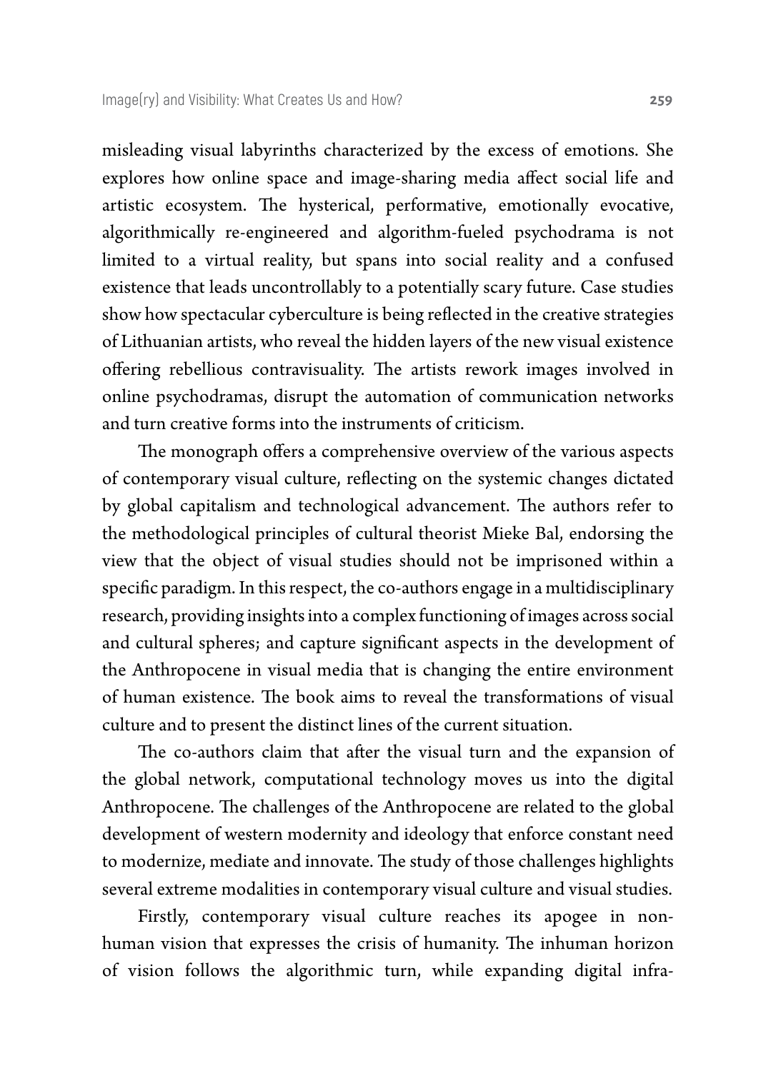misleading visual labyrinths characterized by the excess of emotions. She explores how online space and image-sharing media affect social life and artistic ecosystem. The hysterical, performative, emotionally evocative, algorithmically re-engineered and algorithm-fueled psychodrama is not limited to a virtual reality, but spans into social reality and a confused existence that leads uncontrollably to a potentially scary future. Case studies show how spectacular cyberculture is being reflected in the creative strategies of Lithuanian artists, who reveal the hidden layers of the new visual existence offering rebellious contravisuality. The artists rework images involved in online psychodramas, disrupt the automation of communication networks and turn creative forms into the instruments of criticism.

The monograph offers a comprehensive overview of the various aspects of contemporary visual culture, reflecting on the systemic changes dictated by global capitalism and technological advancement. The authors refer to the methodological principles of cultural theorist Mieke Bal, endorsing the view that the object of visual studies should not be imprisoned within a specific paradigm. In this respect, the co-authors engage in a multidisciplinary research, providing insights into a complex functioning of images across social and cultural spheres; and capture significant aspects in the development of the Anthropocene in visual media that is changing the entire environment of human existence. The book aims to reveal the transformations of visual culture and to present the distinct lines of the current situation.

The co-authors claim that after the visual turn and the expansion of the global network, computational technology moves us into the digital Anthropocene. The challenges of the Anthropocene are related to the global development of western modernity and ideology that enforce constant need to modernize, mediate and innovate. The study of those challenges highlights several extreme modalities in contemporary visual culture and visual studies.

Firstly, contemporary visual culture reaches its apogee in non-human vision that expresses the crisis of humanity. The inhuman horizon of vision follows the algorithmic turn, while expanding digital infra-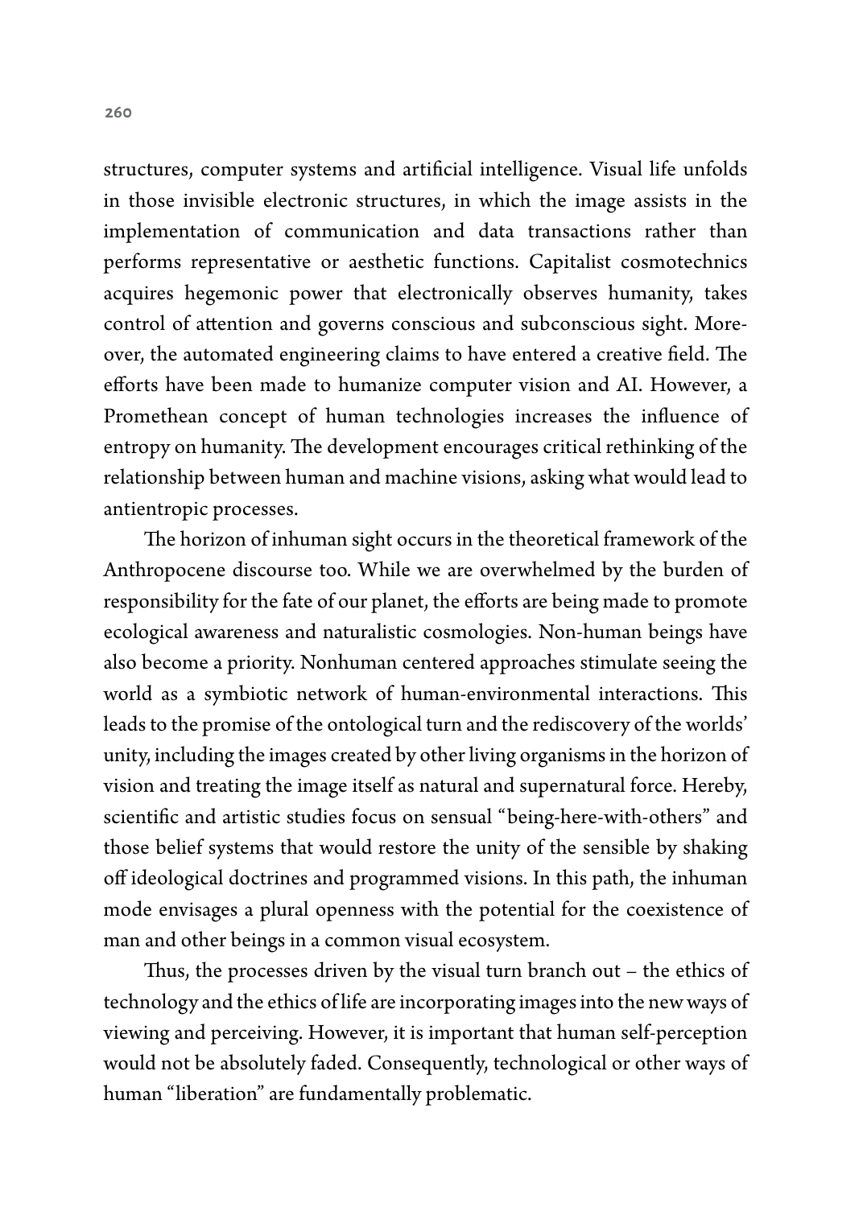structures, computer systems and artificial intelligence. Visual life unfolds in those invisible electronic structures, in which the image assists in the implementation of communication and data transactions rather than performs representative or aesthetic functions. Capitalist cosmotechnics acquires hegemonic power that electronically observes humanity, takes control of attention and governs conscious and subconscious sight. Moreover, the automated engineering claims to have entered a creative field. The efforts have been made to humanize computer vision and AI. However, a Promethean concept of human technologies increases the influence of entropy on humanity. The development encourages critical rethinking of the relationship between human and machine visions, asking what would lead to antientropic processes.

The horizon of inhuman sight occurs in the theoretical framework of the Anthropocene discourse too. While we are overwhelmed by the burden of responsibility for the fate of our planet, the efforts are being made to promote ecological awareness and naturalistic cosmologies. Non-human beings have also become a priority. Nonhuman centered approaches stimulate seeing the world as a symbiotic network of human-environmental interactions. This leads to the promise of the ontological turn and the rediscovery of the worlds' unity, including the images created by other living organisms in the horizon of vision and treating the image itself as natural and supernatural force. Hereby, scientific and artistic studies focus on sensual "being-here-with-others" and those belief systems that would restore the unity of the sensible by shaking off ideological doctrines and programmed visions. In this path, the inhuman mode envisages a plural openness with the potential for the coexistence of man and other beings in a common visual ecosystem.

Thus, the processes driven by the visual turn branch out – the ethics of technology and the ethics of life are incorporating images into the new ways of viewing and perceiving. However, it is important that human self-perception would not be absolutely faded. Consequently, technological or other ways of human "liberation" are fundamentally problematic.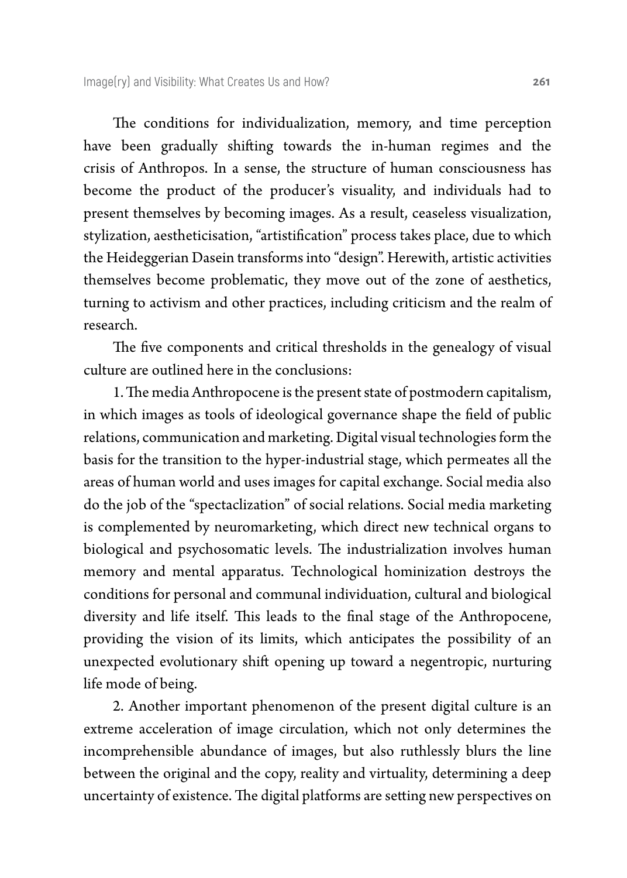The conditions for individualization, memory, and time perception have been gradually shifting towards the in-human regimes and the crisis of Anthropos. In a sense, the structure of human consciousness has become the product of the producer's visuality, and individuals had to present themselves by becoming images. As a result, ceaseless visualization, stylization, aestheticisation, "artistification" process takes place, due to which the Heideggerian Dasein transforms into "design". Herewith, artistic activities themselves become problematic, they move out of the zone of aesthetics, turning to activism and other practices, including criticism and the realm of research.

The five components and critical thresholds in the genealogy of visual culture are outlined here in the conclusions:

1. The media Anthropocene is the present state of postmodern capitalism, in which images as tools of ideological governance shape the field of public relations, communication and marketing. Digital visual technologies form the basis for the transition to the hyper-industrial stage, which permeates all the areas of human world and uses images for capital exchange. Social media also do the job of the "spectaclization" of social relations. Social media marketing is complemented by neuromarketing, which direct new technical organs to biological and psychosomatic levels. The industrialization involves human memory and mental apparatus. Technological hominization destroys the conditions for personal and communal individuation, cultural and biological diversity and life itself. This leads to the final stage of the Anthropocene, providing the vision of its limits, which anticipates the possibility of an unexpected evolutionary shift opening up toward a negentropic, nurturing life mode of being.

2. Another important phenomenon of the present digital culture is an extreme acceleration of image circulation, which not only determines the incomprehensible abundance of images, but also ruthlessly blurs the line between the original and the copy, reality and virtuality, determining a deep uncertainty of existence. The digital platforms are setting new perspectives on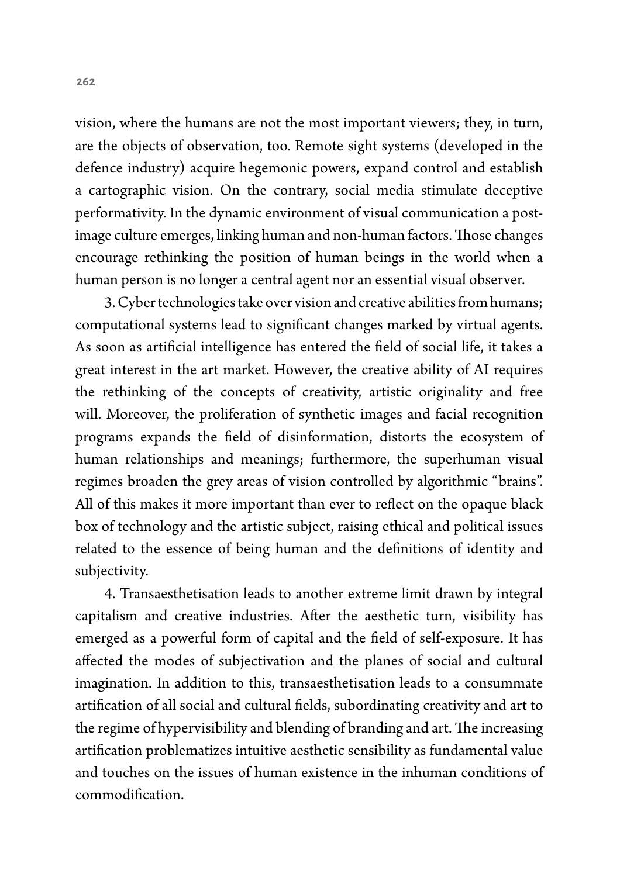vision, where the humans are not the most important viewers; they, in turn, are the objects of observation, too. Remote sight systems (developed in the defence industry) acquire hegemonic powers, expand control and establish a cartographic vision. On the contrary, social media stimulate deceptive performativity. In the dynamic environment of visual communication a post-image culture emerges, linking human and non-human factors. Those changes encourage rethinking the position of human beings in the world when a human person is no longer a central agent nor an essential visual observer.

3. Cyber technologies take over vision and creative abilities from humans; computational systems lead to significant changes marked by virtual agents. As soon as artificial intelligence has entered the field of social life, it takes a great interest in the art market. However, the creative ability of AI requires the rethinking of the concepts of creativity, artistic originality and free will. Moreover, the proliferation of synthetic images and facial recognition programs expands the field of disinformation, distorts the ecosystem of human relationships and meanings; furthermore, the superhuman visual regimes broaden the grey areas of vision controlled by algorithmic "brains". All of this makes it more important than ever to reflect on the opaque black box of technology and the artistic subject, raising ethical and political issues related to the essence of being human and the definitions of identity and subjectivity.

4. Transaesthetisation leads to another extreme limit drawn by integral capitalism and creative industries. After the aesthetic turn, visibility has emerged as a powerful form of capital and the field of self-exposure. It has affected the modes of subjectivation and the planes of social and cultural imagination. In addition to this, transaesthetisation leads to a consummate artification of all social and cultural fields, subordinating creativity and art to the regime of hypervisibility and blending of branding and art. The increasing artification problematizes intuitive aesthetic sensibility as fundamental value and touches on the issues of human existence in the inhuman conditions of commodification.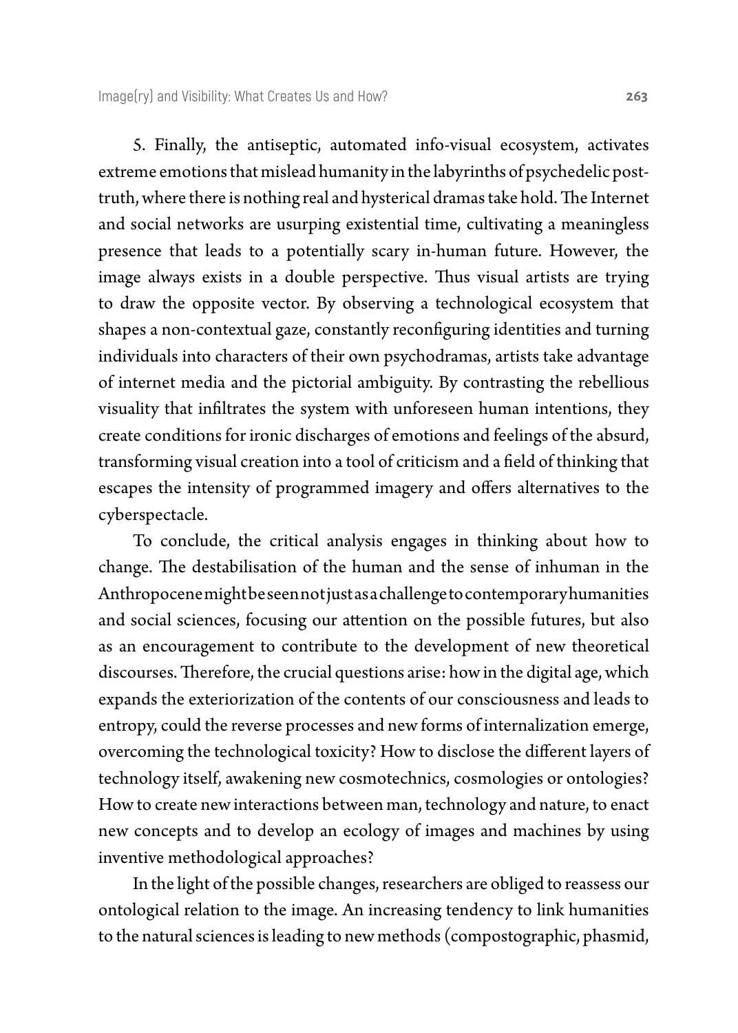5. Finally, the antiseptic, automated info-visual ecosystem, activates extreme emotions that mislead humanity in the labyrinths of psychedelic post-truth, where there is nothing real and hysterical dramas take hold. The Internet and social networks are usurping existential time, cultivating a meaningless presence that leads to a potentially scary in-human future. However, the image always exists in a double perspective. Thus visual artists are trying to draw the opposite vector. By observing a technological ecosystem that shapes a non-contextual gaze, constantly reconfiguring identities and turning individuals into characters of their own psychodramas, artists take advantage of internet media and the pictorial ambiguity. By contrasting the rebellious visuality that infiltrates the system with unforeseen human intentions, they create conditions for ironic discharges of emotions and feelings of the absurd, transforming visual creation into a tool of criticism and a field of thinking that escapes the intensity of programmed imagery and offers alternatives to the cyberspectacle.

To conclude, the critical analysis engages in thinking about how to change. The destabilisation of the human and the sense of inhuman in the Anthropocene might be seen not just as a challenge to contemporary humanities and social sciences, focusing our attention on the possible futures, but also as an encouragement to contribute to the development of new theoretical discourses. Therefore, the crucial questions arise: how in the digital age, which expands the exteriorization of the contents of our consciousness and leads to entropy, could the reverse processes and new forms of internalization emerge, overcoming the technological toxicity? How to disclose the different layers of technology itself, awakening new cosmotechnics, cosmologies or ontologies? How to create new interactions between man, technology and nature, to enact new concepts and to develop an ecology of images and machines by using inventive methodological approaches?

In the light of the possible changes, researchers are obliged to reassess our ontological relation to the image. An increasing tendency to link humanities to the natural sciences is leading to new methods (compostographic, phasmid,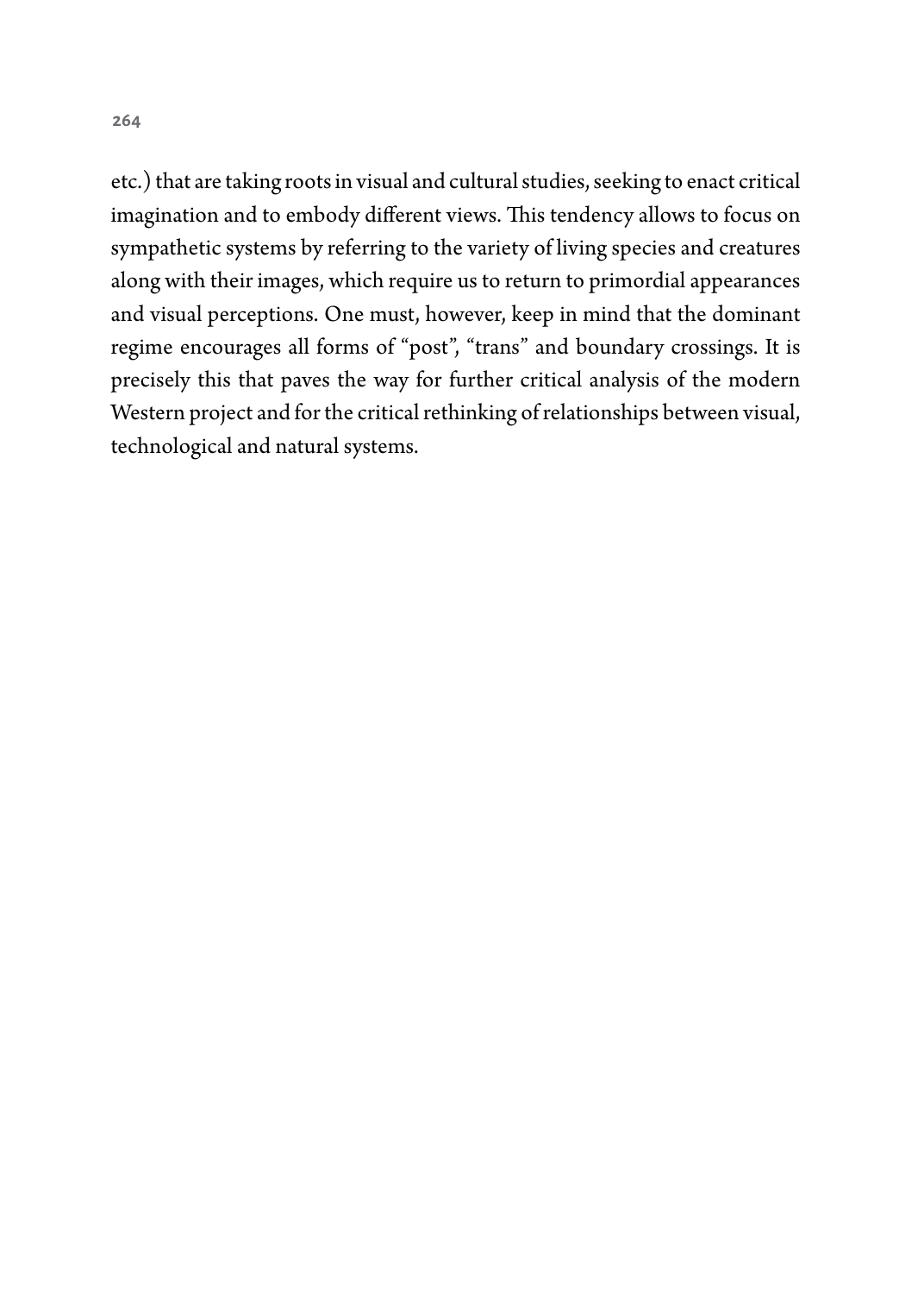etc.) that are taking roots in visual and cultural studies, seeking to enact critical imagination and to embody different views. This tendency allows to focus on sympathetic systems by referring to the variety of living species and creatures along with their images, which require us to return to primordial appearances and visual perceptions. One must, however, keep in mind that the dominant regime encourages all forms of "post", "trans" and boundary crossings. It is precisely this that paves the way for further critical analysis of the modern Western project and for the critical rethinking of relationships between visual, technological and natural systems.